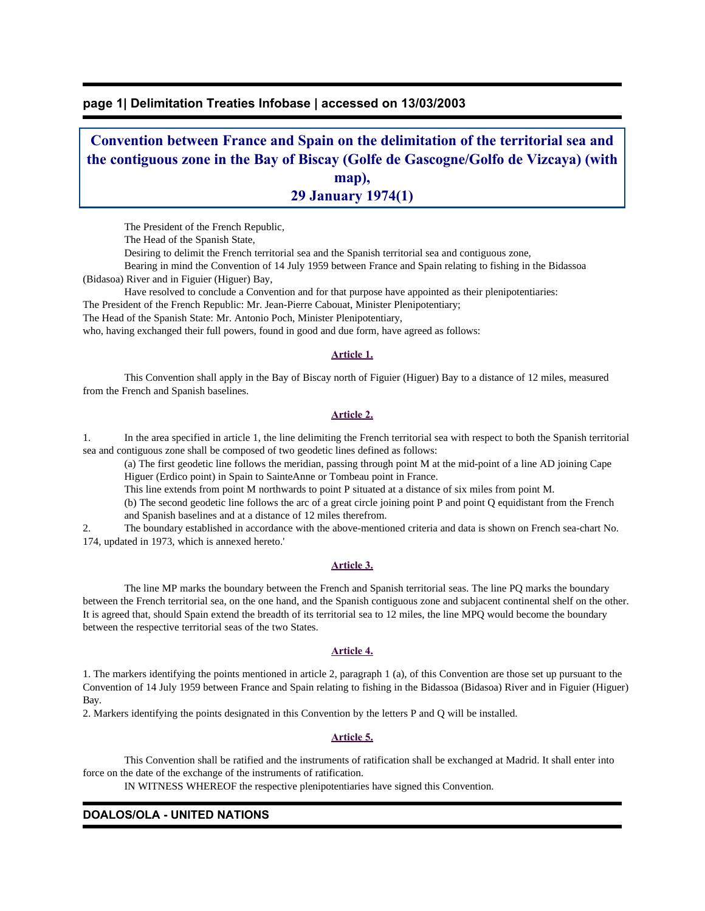# Convention between France and Spain on the delimitation of the territorial sea and the contiguous zone in the Bay of Biscay (Golfe de Gascogne/Golfo de Vizcaya) (with map), 29 January 1974(1)

The President of the French Republic,

The Head of the Spanish State,

Desiring to delimit the French territorial sea and the Spanish territorial sea and contiguous zone,

Bearing in mind the Convention of 14 July 1959 between France and Spain relating to fishing in the Bidassoa (Bidasoa) River and in Figuier (Higuer) Bay,

Have resolved to conclude a Convention and for that purpose have appointed as their plenipotentiaries:

The President of the French Republic: Mr. Jean-Pierre Cabouat, Minister Plenipotentiary;

The Head of the Spanish State: Mr. Antonio Poch, Minister Plenipotentiary,

who, having exchanged their full powers, found in good and due form, have agreed as follows:

## Article 1.

This Convention shall apply in the Bay of Biscay north of Figuier (Higuer) Bay to a distance of 12 miles, measured from the French and Spanish baselines.

## Article 2.

1. In the area specified in article 1, the line delimiting the French territorial sea with respect to both the Spanish territorial sea and contiguous zone shall be composed of two geodetic lines defined as follows:

(a) The first geodetic line follows the meridian, passing through point M at the mid-point of a line AD joining Cape Higuer (Erdico point) in Spain to SainteAnne or Tombeau point in France.

This line extends from point M northwards to point P situated at a distance of six miles from point M.

(b) The second geodetic line follows the arc of a great circle joining point P and point Q equidistant from the French and Spanish baselines and at a distance of 12 miles therefrom.

2. The boundary established in accordance with the above-mentioned criteria and data is shown on French sea-chart No. 174, updated in 1973, which is annexed hereto.'

## Article 3.

The line MP marks the boundary between the French and Spanish territorial seas. The line PQ marks the boundary between the French territorial sea, on the one hand, and the Spanish contiguous zone and subjacent continental shelf on the other. It is agreed that, should Spain extend the breadth of its territorial sea to 12 miles, the line MPQ would become the boundary between the respective territorial seas of the two States.

## Article 4.

1. The markers identifying the points mentioned in article 2, paragraph 1 (a), of this Convention are those set up pursuant to the Convention of 14 July 1959 between France and Spain relating to fishing in the Bidassoa (Bidasoa) River and in Figuier (Higuer) Bay.

2. Markers identifying the points designated in this Convention by the letters P and Q will be installed.

## Article 5.

This Convention shall be ratified and the instruments of ratification shall be exchanged at Madrid. It shall enter into force on the date of the exchange of the instruments of ratification.

IN WITNESS WHEREOF the respective plenipotentiaries have signed this Convention.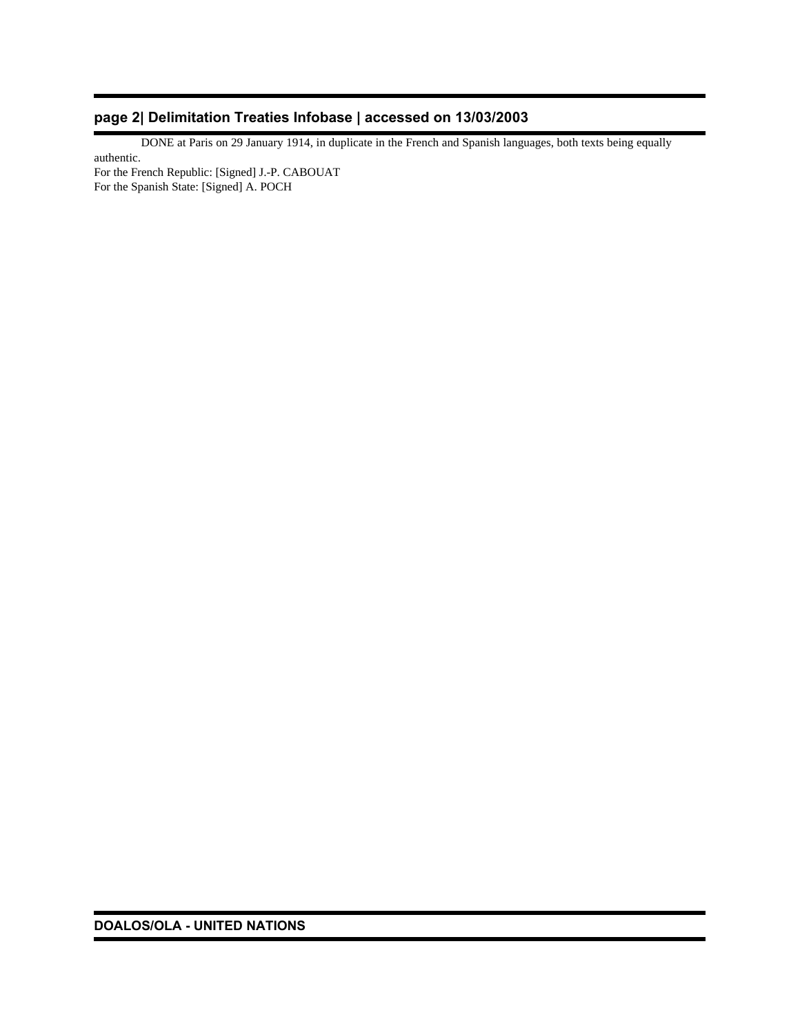DONE at Paris on 29 January 1914, in duplicate in the French and Spanish languages, both texts being equally authentic.

For the French Republic: [Signed] J.-P. CABOUAT

For the Spanish State: [Signed] A. POCH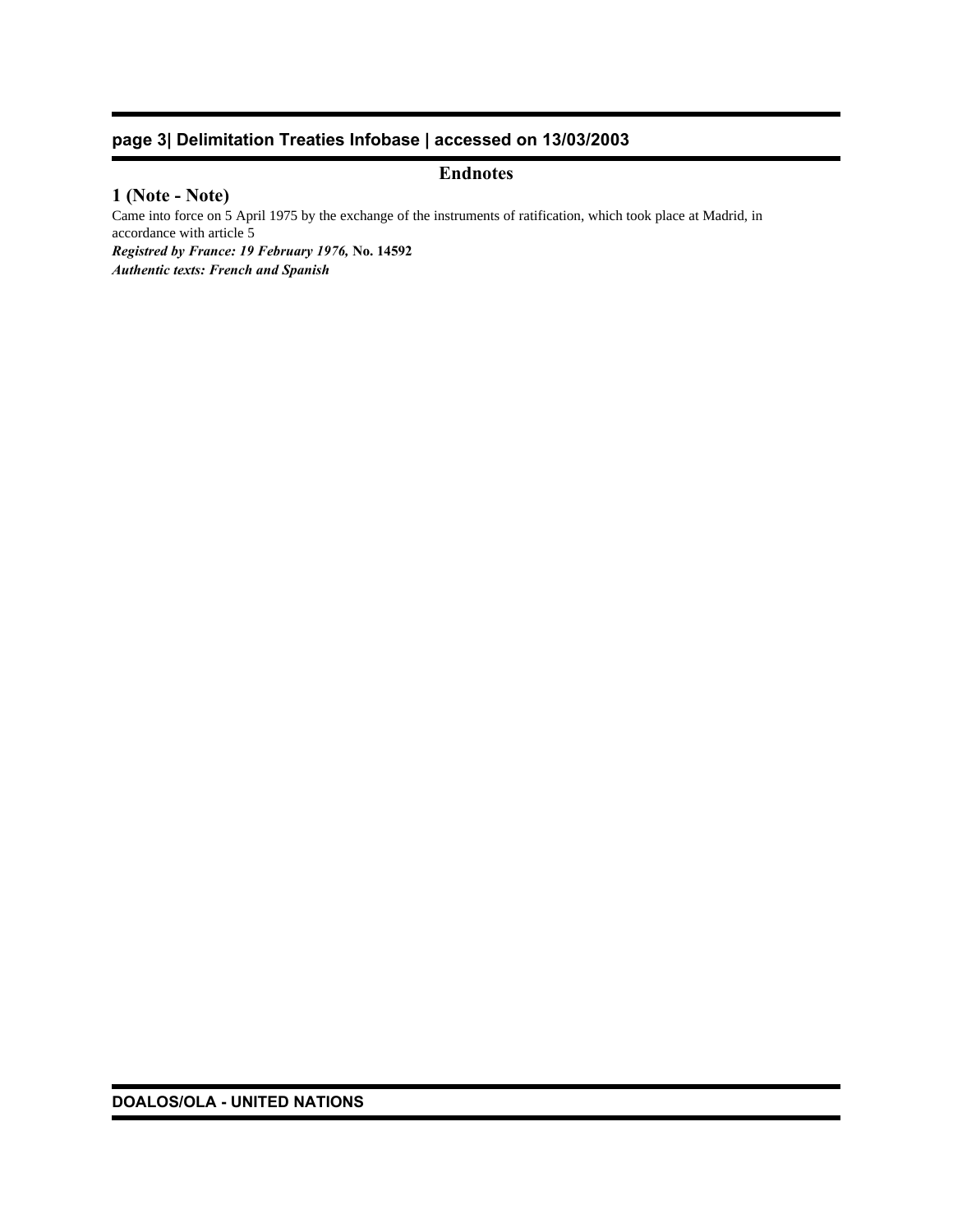## Endnotes

### 1 (Note - Note)

Came into force on 5 April 1975 by the exchange of the instruments of ratification, which took place at Madrid, in accordance with article 5

***Registred by France: 19 February 1976,*** **No. 14592**

***Authentic texts: French and Spanish***